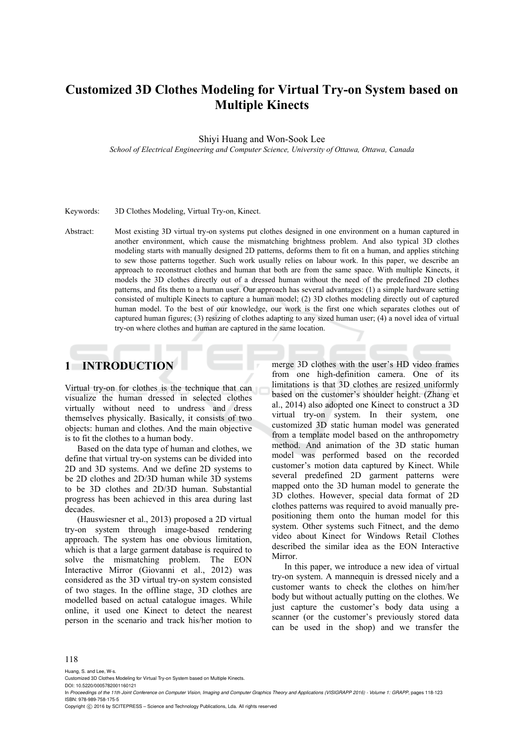# Customized 3D Clothes Modeling for Virtual Try-on System based on Multiple Kinects

Shiyi Huang and Won-Sook Lee

*School of Electrical Engineering and Computer Science, University of Ottawa, Ottawa, Canada*

Keywords: 3D Clothes Modeling, Virtual Try-on, Kinect.

Abstract: Most existing 3D virtual try-on systems put clothes designed in one environment on a human captured in another environment, which cause the mismatching brightness problem. And also typical 3D clothes modeling starts with manually designed 2D patterns, deforms them to fit on a human, and applies stitching to sew those patterns together. Such work usually relies on labour work. In this paper, we describe an approach to reconstruct clothes and human that both are from the same space. With multiple Kinects, it models the 3D clothes directly out of a dressed human without the need of the predefined 2D clothes patterns, and fits them to a human user. Our approach has several advantages: (1) a simple hardware setting consisted of multiple Kinects to capture a human model; (2) 3D clothes modeling directly out of captured human model. To the best of our knowledge, our work is the first one which separates clothes out of captured human figures; (3) resizing of clothes adapting to any sized human user; (4) a novel idea of virtual try-on where clothes and human are captured in the same location.

## 1 INTRODUCTION

Virtual try-on for clothes is the technique that can visualize the human dressed in selected clothes virtually without need to undress and dress themselves physically. Basically, it consists of two objects: human and clothes. And the main objective is to fit the clothes to a human body.

Based on the data type of human and clothes, we define that virtual try-on systems can be divided into 2D and 3D systems. And we define 2D systems to be 2D clothes and 2D/3D human while 3D systems to be 3D clothes and 2D/3D human. Substantial progress has been achieved in this area during last decades.

(Hauswiesner et al., 2013) proposed a 2D virtual try-on system through image-based rendering approach. The system has one obvious limitation, which is that a large garment database is required to solve the mismatching problem. The EON Interactive Mirror (Giovanni et al., 2012) was considered as the 3D virtual try-on system consisted of two stages. In the offline stage, 3D clothes are modelled based on actual catalogue images. While online, it used one Kinect to detect the nearest person in the scenario and track his/her motion to merge 3D clothes with the user's HD video frames from one high-definition camera. One of its limitations is that 3D clothes are resized uniformly based on the customer's shoulder height. (Zhang et al., 2014) also adopted one Kinect to construct a 3D virtual try-on system. In their system, one customized 3D static human model was generated from a template model based on the anthropometry method. And animation of the 3D static human model was performed based on the recorded customer's motion data captured by Kinect. While several predefined 2D garment patterns were mapped onto the 3D human model to generate the 3D clothes. However, special data format of 2D clothes patterns was required to avoid manually pre-positioning them onto the human model for this system. Other systems such Fitnect, and the demo video about Kinect for Windows Retail Clothes described the similar idea as the EON Interactive Mirror.

In this paper, we introduce a new idea of virtual try-on system. A mannequin is dressed nicely and a customer wants to check the clothes on him/her body but without actually putting on the clothes. We just capture the customer's body data using a scanner (or the customer's previously stored data can be used in the shop) and we transfer the

Huang, S. and Lee, W-s.
Customized 3D Clothes Modeling for Virtual Try-on System based on Multiple Kinects.
DOI: 10.5220/0005782001160121
In *Proceedings of the 11th Joint Conference on Computer Vision, Imaging and Computer Graphics Theory and Applications (VISIGRAPP 2016) - Volume 1: GRAPP*, pages 118-123
ISBN: 978-989-758-175-5
Copyright © 2016 by SCITEPRESS – Science and Technology Publications, Lda. All rights reserved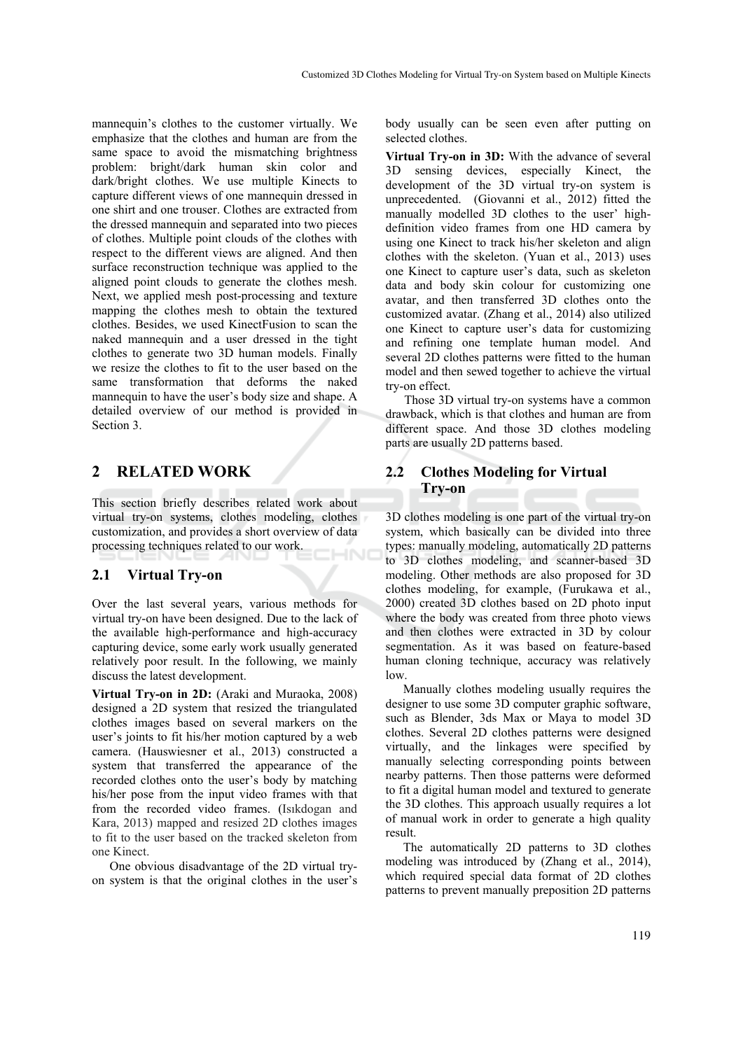mannequin's clothes to the customer virtually. We emphasize that the clothes and human are from the same space to avoid the mismatching brightness problem: bright/dark human skin color and dark/bright clothes. We use multiple Kinects to capture different views of one mannequin dressed in one shirt and one trouser. Clothes are extracted from the dressed mannequin and separated into two pieces of clothes. Multiple point clouds of the clothes with respect to the different views are aligned. And then surface reconstruction technique was applied to the aligned point clouds to generate the clothes mesh. Next, we applied mesh post-processing and texture mapping the clothes mesh to obtain the textured clothes. Besides, we used KinectFusion to scan the naked mannequin and a user dressed in the tight clothes to generate two 3D human models. Finally we resize the clothes to fit to the user based on the same transformation that deforms the naked mannequin to have the user's body size and shape. A detailed overview of our method is provided in Section 3.

# 2 RELATED WORK

This section briefly describes related work about virtual try-on systems, clothes modeling, clothes customization, and provides a short overview of data processing techniques related to our work.

## 2.1 Virtual Try-on

Over the last several years, various methods for virtual try-on have been designed. Due to the lack of the available high-performance and high-accuracy capturing device, some early work usually generated relatively poor result. In the following, we mainly discuss the latest development.

**Virtual Try-on in 2D:** (Araki and Muraoka, 2008) designed a 2D system that resized the triangulated clothes images based on several markers on the user's joints to fit his/her motion captured by a web camera. (Hauswiesner et al., 2013) constructed a system that transferred the appearance of the recorded clothes onto the user's body by matching his/her pose from the input video frames with that from the recorded video frames. (Isıkdogan and Kara, 2013) mapped and resized 2D clothes images to fit to the user based on the tracked skeleton from one Kinect.

One obvious disadvantage of the 2D virtual try-on system is that the original clothes in the user's body usually can be seen even after putting on selected clothes.

**Virtual Try-on in 3D:** With the advance of several 3D sensing devices, especially Kinect, the development of the 3D virtual try-on system is unprecedented. (Giovanni et al., 2012) fitted the manually modelled 3D clothes to the user' high-definition video frames from one HD camera by using one Kinect to track his/her skeleton and align clothes with the skeleton. (Yuan et al., 2013) uses one Kinect to capture user's data, such as skeleton data and body skin colour for customizing one avatar, and then transferred 3D clothes onto the customized avatar. (Zhang et al., 2014) also utilized one Kinect to capture user's data for customizing and refining one template human model. And several 2D clothes patterns were fitted to the human model and then sewed together to achieve the virtual try-on effect.

Those 3D virtual try-on systems have a common drawback, which is that clothes and human are from different space. And those 3D clothes modeling parts are usually 2D patterns based.

## 2.2 Clothes Modeling for Virtual Try-on

3D clothes modeling is one part of the virtual try-on system, which basically can be divided into three types: manually modeling, automatically 2D patterns to 3D clothes modeling, and scanner-based 3D modeling. Other methods are also proposed for 3D clothes modeling, for example, (Furukawa et al., 2000) created 3D clothes based on 2D photo input where the body was created from three photo views and then clothes were extracted in 3D by colour segmentation. As it was based on feature-based human cloning technique, accuracy was relatively low.

Manually clothes modeling usually requires the designer to use some 3D computer graphic software, such as Blender, 3ds Max or Maya to model 3D clothes. Several 2D clothes patterns were designed virtually, and the linkages were specified by manually selecting corresponding points between nearby patterns. Then those patterns were deformed to fit a digital human model and textured to generate the 3D clothes. This approach usually requires a lot of manual work in order to generate a high quality result.

The automatically 2D patterns to 3D clothes modeling was introduced by (Zhang et al., 2014), which required special data format of 2D clothes patterns to prevent manually preposition 2D patterns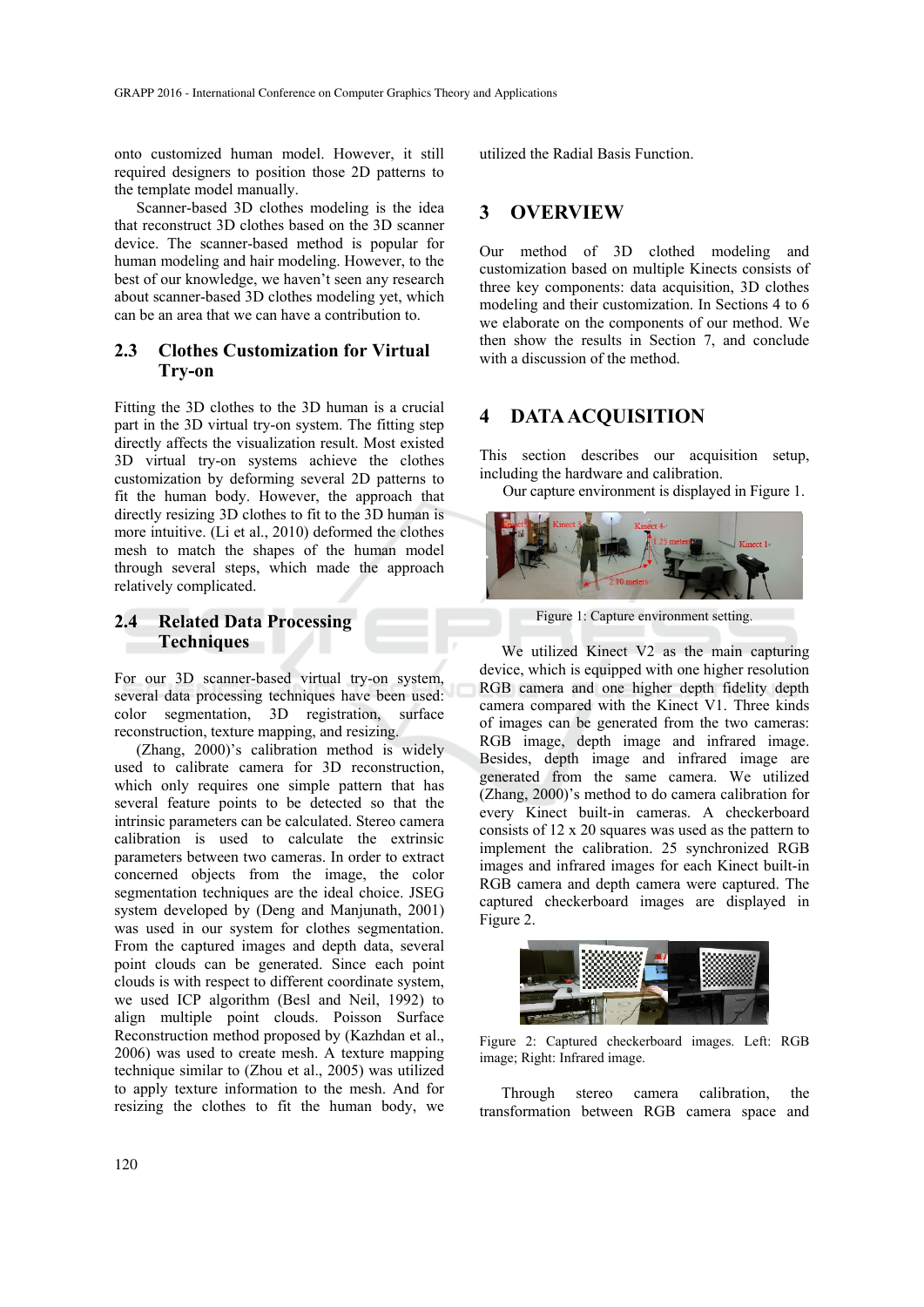onto customized human model. However, it still required designers to position those 2D patterns to the template model manually.

Scanner-based 3D clothes modeling is the idea that reconstruct 3D clothes based on the 3D scanner device. The scanner-based method is popular for human modeling and hair modeling. However, to the best of our knowledge, we haven't seen any research about scanner-based 3D clothes modeling yet, which can be an area that we can have a contribution to.

### 2.3 Clothes Customization for Virtual Try-on

Fitting the 3D clothes to the 3D human is a crucial part in the 3D virtual try-on system. The fitting step directly affects the visualization result. Most existed 3D virtual try-on systems achieve the clothes customization by deforming several 2D patterns to fit the human body. However, the approach that directly resizing 3D clothes to fit to the 3D human is more intuitive. (Li et al., 2010) deformed the clothes mesh to match the shapes of the human model through several steps, which made the approach relatively complicated.

### 2.4 Related Data Processing Techniques

For our 3D scanner-based virtual try-on system, several data processing techniques have been used: color segmentation, 3D registration, surface reconstruction, texture mapping, and resizing.

(Zhang, 2000)'s calibration method is widely used to calibrate camera for 3D reconstruction, which only requires one simple pattern that has several feature points to be detected so that the intrinsic parameters can be calculated. Stereo camera calibration is used to calculate the extrinsic parameters between two cameras. In order to extract concerned objects from the image, the color segmentation techniques are the ideal choice. JSEG system developed by (Deng and Manjunath, 2001) was used in our system for clothes segmentation. From the captured images and depth data, several point clouds can be generated. Since each point clouds is with respect to different coordinate system, we used ICP algorithm (Besl and Neil, 1992) to align multiple point clouds. Poisson Surface Reconstruction method proposed by (Kazhdan et al., 2006) was used to create mesh. A texture mapping technique similar to (Zhou et al., 2005) was utilized to apply texture information to the mesh. And for resizing the clothes to fit the human body, we utilized the Radial Basis Function.

## 3 OVERVIEW

Our method of 3D clothed modeling and customization based on multiple Kinects consists of three key components: data acquisition, 3D clothes modeling and their customization. In Sections 4 to 6 we elaborate on the components of our method. We then show the results in Section 7, and conclude with a discussion of the method.

## 4 DATA ACQUISITION

This section describes our acquisition setup, including the hardware and calibration.

Our capture environment is displayed in Figure 1.

Figure 1: Capture environment setting.

We utilized Kinect V2 as the main capturing device, which is equipped with one higher resolution RGB camera and one higher depth fidelity depth camera compared with the Kinect V1. Three kinds of images can be generated from the two cameras: RGB image, depth image and infrared image. Besides, depth image and infrared image are generated from the same camera. We utilized (Zhang, 2000)'s method to do camera calibration for every Kinect built-in cameras. A checkerboard consists of 12 x 20 squares was used as the pattern to implement the calibration. 25 synchronized RGB images and infrared images for each Kinect built-in RGB camera and depth camera were captured. The captured checkerboard images are displayed in Figure 2.

Figure 2: Captured checkerboard images. Left: RGB image; Right: Infrared image.

Through stereo camera calibration, the transformation between RGB camera space and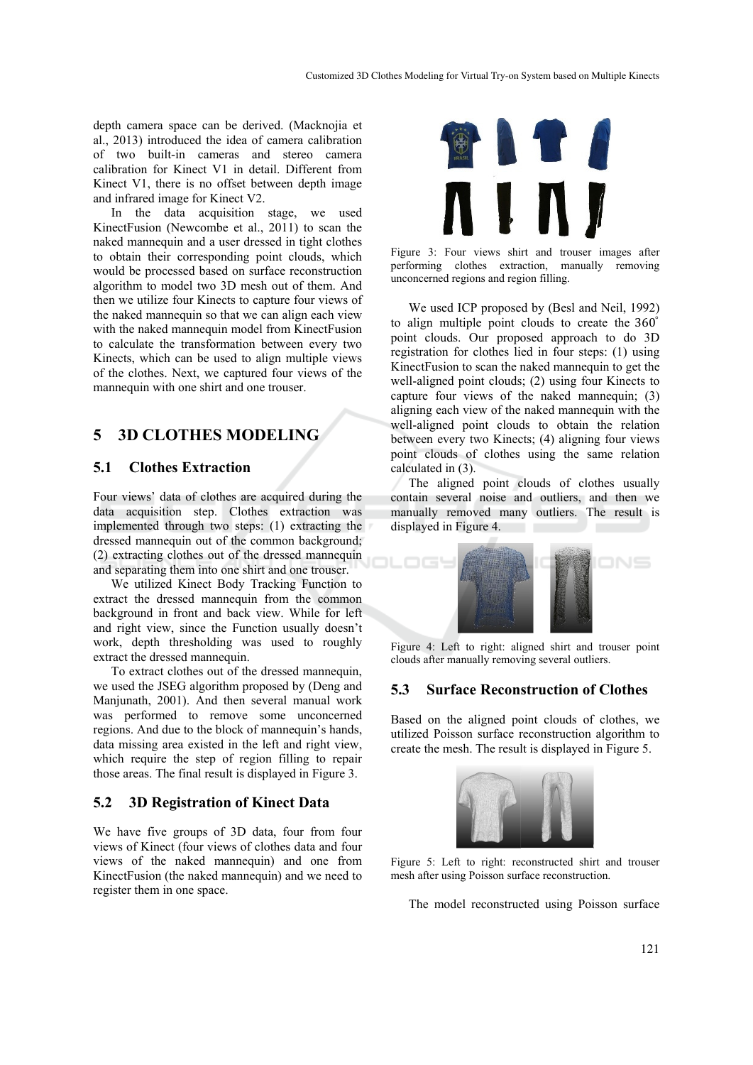depth camera space can be derived. (Macknojia et al., 2013) introduced the idea of camera calibration of two built-in cameras and stereo camera calibration for Kinect V1 in detail. Different from Kinect V1, there is no offset between depth image and infrared image for Kinect V2.

In the data acquisition stage, we used KinectFusion (Newcombe et al., 2011) to scan the naked mannequin and a user dressed in tight clothes to obtain their corresponding point clouds, which would be processed based on surface reconstruction algorithm to model two 3D mesh out of them. And then we utilize four Kinects to capture four views of the naked mannequin so that we can align each view with the naked mannequin model from KinectFusion to calculate the transformation between every two Kinects, which can be used to align multiple views of the clothes. Next, we captured four views of the mannequin with one shirt and one trouser.

## 5 3D CLOTHES MODELING

### 5.1 Clothes Extraction

Four views' data of clothes are acquired during the data acquisition step. Clothes extraction was implemented through two steps: (1) extracting the dressed mannequin out of the common background; (2) extracting clothes out of the dressed mannequin and separating them into one shirt and one trouser.

We utilized Kinect Body Tracking Function to extract the dressed mannequin from the common background in front and back view. While for left and right view, since the Function usually doesn't work, depth thresholding was used to roughly extract the dressed mannequin.

To extract clothes out of the dressed mannequin, we used the JSEG algorithm proposed by (Deng and Manjunath, 2001). And then several manual work was performed to remove some unconcerned regions. And due to the block of mannequin's hands, data missing area existed in the left and right view, which require the step of region filling to repair those areas. The final result is displayed in Figure 3.

### 5.2 3D Registration of Kinect Data

We have five groups of 3D data, four from four views of Kinect (four views of clothes data and four views of the naked mannequin) and one from KinectFusion (the naked mannequin) and we need to register them in one space.

Figure 3: Four views shirt and trouser images after performing clothes extraction, manually removing unconcerned regions and region filling.

We used ICP proposed by (Besl and Neil, 1992) to align multiple point clouds to create the $360^{\circ}$ point clouds. Our proposed approach to do 3D registration for clothes lied in four steps: (1) using KinectFusion to scan the naked mannequin to get the well-aligned point clouds; (2) using four Kinects to capture four views of the naked mannequin; (3) aligning each view of the naked mannequin with the well-aligned point clouds to obtain the relation between every two Kinects; (4) aligning four views point clouds of clothes using the same relation calculated in (3).

The aligned point clouds of clothes usually contain several noise and outliers, and then we manually removed many outliers. The result is displayed in Figure 4.

Figure 4: Left to right: aligned shirt and trouser point clouds after manually removing several outliers.

### 5.3 Surface Reconstruction of Clothes

Based on the aligned point clouds of clothes, we utilized Poisson surface reconstruction algorithm to create the mesh. The result is displayed in Figure 5.

Figure 5: Left to right: reconstructed shirt and trouser mesh after using Poisson surface reconstruction.

The model reconstructed using Poisson surface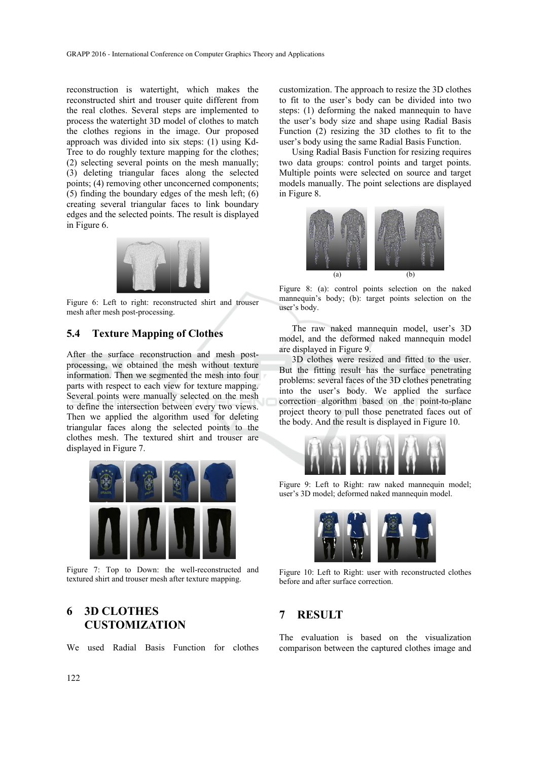reconstruction is watertight, which makes the reconstructed shirt and trouser quite different from the real clothes. Several steps are implemented to process the watertight 3D model of clothes to match the clothes regions in the image. Our proposed approach was divided into six steps: (1) using Kd-Tree to do roughly texture mapping for the clothes; (2) selecting several points on the mesh manually; (3) deleting triangular faces along the selected points; (4) removing other unconcerned components; (5) finding the boundary edges of the mesh left; (6) creating several triangular faces to link boundary edges and the selected points. The result is displayed in Figure 6.

Figure 6: Left to right: reconstructed shirt and trouser mesh after mesh post-processing.

### 5.4 Texture Mapping of Clothes

After the surface reconstruction and mesh post-processing, we obtained the mesh without texture information. Then we segmented the mesh into four parts with respect to each view for texture mapping. Several points were manually selected on the mesh to define the intersection between every two views. Then we applied the algorithm used for deleting triangular faces along the selected points to the clothes mesh. The textured shirt and trouser are displayed in Figure 7.

Figure 7: Top to Down: the well-reconstructed and textured shirt and trouser mesh after texture mapping.

## 6 3D CLOTHES CUSTOMIZATION

We used Radial Basis Function for clothes customization. The approach to resize the 3D clothes to fit to the user's body can be divided into two steps: (1) deforming the naked mannequin to have the user's body size and shape using Radial Basis Function (2) resizing the 3D clothes to fit to the user's body using the same Radial Basis Function.

Using Radial Basis Function for resizing requires two data groups: control points and target points. Multiple points were selected on source and target models manually. The point selections are displayed in Figure 8.

Figure 8: (a): control points selection on the naked mannequin's body; (b): target points selection on the user's body.

The raw naked mannequin model, user's 3D model, and the deformed naked mannequin model are displayed in Figure 9.

3D clothes were resized and fitted to the user. But the fitting result has the surface penetrating problems: several faces of the 3D clothes penetrating into the user's body. We applied the surface correction algorithm based on the point-to-plane project theory to pull those penetrated faces out of the body. And the result is displayed in Figure 10.

Figure 9: Left to Right: raw naked mannequin model; user's 3D model; deformed naked mannequin model.

Figure 10: Left to Right: user with reconstructed clothes before and after surface correction.

## 7 RESULT

The evaluation is based on the visualization comparison between the captured clothes image and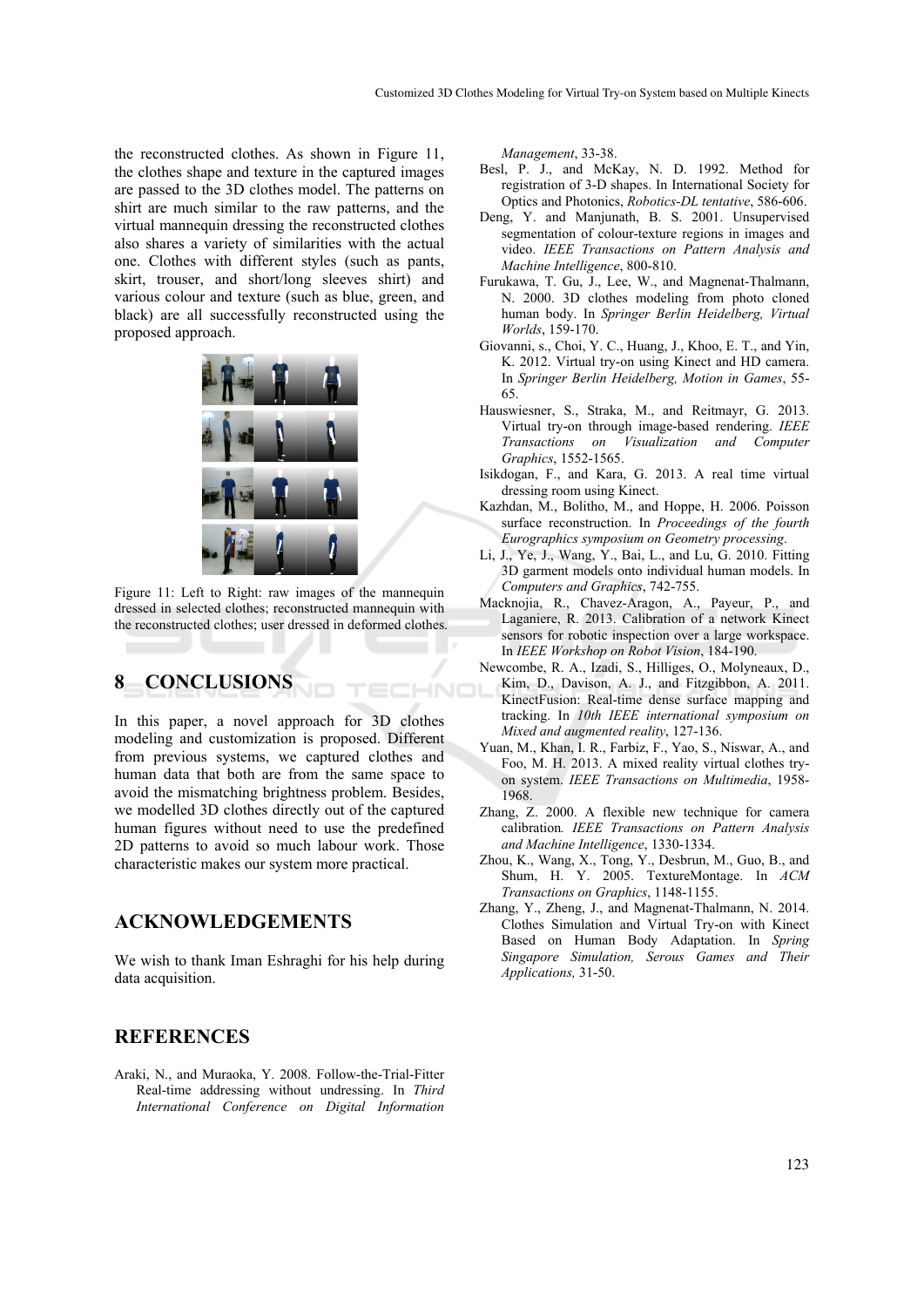the reconstructed clothes. As shown in Figure 11, the clothes shape and texture in the captured images are passed to the 3D clothes model. The patterns on shirt are much similar to the raw patterns, and the virtual mannequin dressing the reconstructed clothes also shares a variety of similarities with the actual one. Clothes with different styles (such as pants, skirt, trouser, and short/long sleeves shirt) and various colour and texture (such as blue, green, and black) are all successfully reconstructed using the proposed approach.

Figure 11: Left to Right: raw images of the mannequin dressed in selected clothes; reconstructed mannequin with the reconstructed clothes; user dressed in deformed clothes.

## 8 CONCLUSIONS

In this paper, a novel approach for 3D clothes modeling and customization is proposed. Different from previous systems, we captured clothes and human data that both are from the same space to avoid the mismatching brightness problem. Besides, we modelled 3D clothes directly out of the captured human figures without need to use the predefined 2D patterns to avoid so much labour work. Those characteristic makes our system more practical.

## ACKNOWLEDGEMENTS

We wish to thank Iman Eshraghi for his help during data acquisition.

## REFERENCES

Araki, N., and Muraoka, Y. 2008. Follow-the-Trial-Fitter Real-time addressing without undressing. In *Third International Conference on Digital Information Management*, 33-38.

Besl, P. J., and McKay, N. D. 1992. Method for registration of 3-D shapes. In International Society for Optics and Photonics, *Robotics-DL tentative*, 586-606.

Deng, Y. and Manjunath, B. S. 2001. Unsupervised segmentation of colour-texture regions in images and video. *IEEE Transactions on Pattern Analysis and Machine Intelligence*, 800-810.

Furukawa, T. Gu, J., Lee, W., and Magnenat-Thalmann, N. 2000. 3D clothes modeling from photo cloned human body. In *Springer Berlin Heidelberg, Virtual Worlds*, 159-170.

Giovanni, s., Choi, Y. C., Huang, J., Khoo, E. T., and Yin, K. 2012. Virtual try-on using Kinect and HD camera. In *Springer Berlin Heidelberg, Motion in Games*, 55-65.

Hauswiesner, S., Straka, M., and Reitmayr, G. 2013. Virtual try-on through image-based rendering. *IEEE Transactions on Visualization and Computer Graphics*, 1552-1565.

Isikdogan, F., and Kara, G. 2013. A real time virtual dressing room using Kinect.

Kazhdan, M., Bolitho, M., and Hoppe, H. 2006. Poisson surface reconstruction. In *Proceedings of the fourth Eurographics symposium on Geometry processing*.

Li, J., Ye, J., Wang, Y., Bai, L., and Lu, G. 2010. Fitting 3D garment models onto individual human models. In *Computers and Graphics*, 742-755.

Macknojia, R., Chavez-Aragon, A., Payeur, P., and Laganiere, R. 2013. Calibration of a network Kinect sensors for robotic inspection over a large workspace. In *IEEE Workshop on Robot Vision*, 184-190.

Newcombe, R. A., Izadi, S., Hilliges, O., Molyneaux, D., Kim, D., Davison, A. J., and Fitzgibbon, A. 2011. KinectFusion: Real-time dense surface mapping and tracking. In *10th IEEE international symposium on Mixed and augmented reality*, 127-136.

Yuan, M., Khan, I. R., Farbiz, F., Yao, S., Niswar, A., and Foo, M. H. 2013. A mixed reality virtual clothes try-on system. *IEEE Transactions on Multimedia*, 1958-1968.

Zhang, Z. 2000. A flexible new technique for camera calibration*. IEEE Transactions on Pattern Analysis and Machine Intelligence*, 1330-1334.

Zhou, K., Wang, X., Tong, Y., Desbrun, M., Guo, B., and Shum, H. Y. 2005. TextureMontage. In *ACM Transactions on Graphics*, 1148-1155.

Zhang, Y., Zheng, J., and Magnenat-Thalmann, N. 2014. Clothes Simulation and Virtual Try-on with Kinect Based on Human Body Adaptation. In *Spring Singapore Simulation, Serous Games and Their Applications,* 31-50.